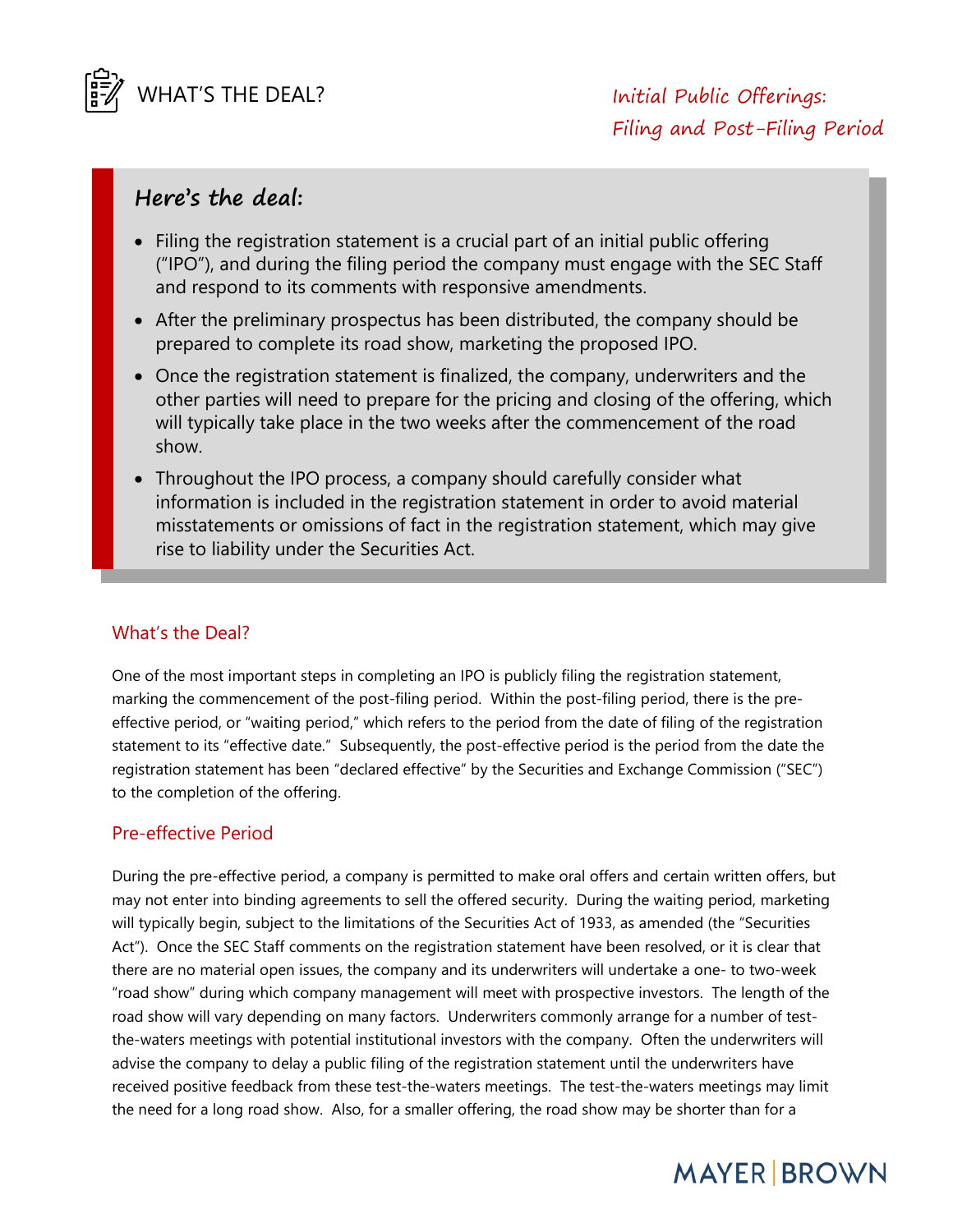# WHAT'S THE DEAL?

## *Initial Public Offerings: Filing and Post-Filing Period*

### Here's the deal:

- Filing the registration statement is a crucial part of an initial public offering ("IPO"), and during the filing period the company must engage with the SEC Staff and respond to its comments with responsive amendments.
- After the preliminary prospectus has been distributed, the company should be prepared to complete its road show, marketing the proposed IPO.
- Once the registration statement is finalized, the company, underwriters and the other parties will need to prepare for the pricing and closing of the offering, which will typically take place in the two weeks after the commencement of the road show.
- Throughout the IPO process, a company should carefully consider what information is included in the registration statement in order to avoid material misstatements or omissions of fact in the registration statement, which may give rise to liability under the Securities Act.

## What's the Deal?

One of the most important steps in completing an IPO is publicly filing the registration statement, marking the commencement of the post-filing period. Within the post-filing period, there is the pre-effective period, or "waiting period," which refers to the period from the date of filing of the registration statement to its "effective date." Subsequently, the post-effective period is the period from the date the registration statement has been "declared effective" by the Securities and Exchange Commission ("SEC") to the completion of the offering.

## Pre-effective Period

During the pre-effective period, a company is permitted to make oral offers and certain written offers, but may not enter into binding agreements to sell the offered security. During the waiting period, marketing will typically begin, subject to the limitations of the Securities Act of 1933, as amended (the "Securities Act"). Once the SEC Staff comments on the registration statement have been resolved, or it is clear that there are no material open issues, the company and its underwriters will undertake a one- to two-week "road show" during which company management will meet with prospective investors. The length of the road show will vary depending on many factors. Underwriters commonly arrange for a number of test-the-waters meetings with potential institutional investors with the company. Often the underwriters will advise the company to delay a public filing of the registration statement until the underwriters have received positive feedback from these test-the-waters meetings. The test-the-waters meetings may limit the need for a long road show. Also, for a smaller offering, the road show may be shorter than for a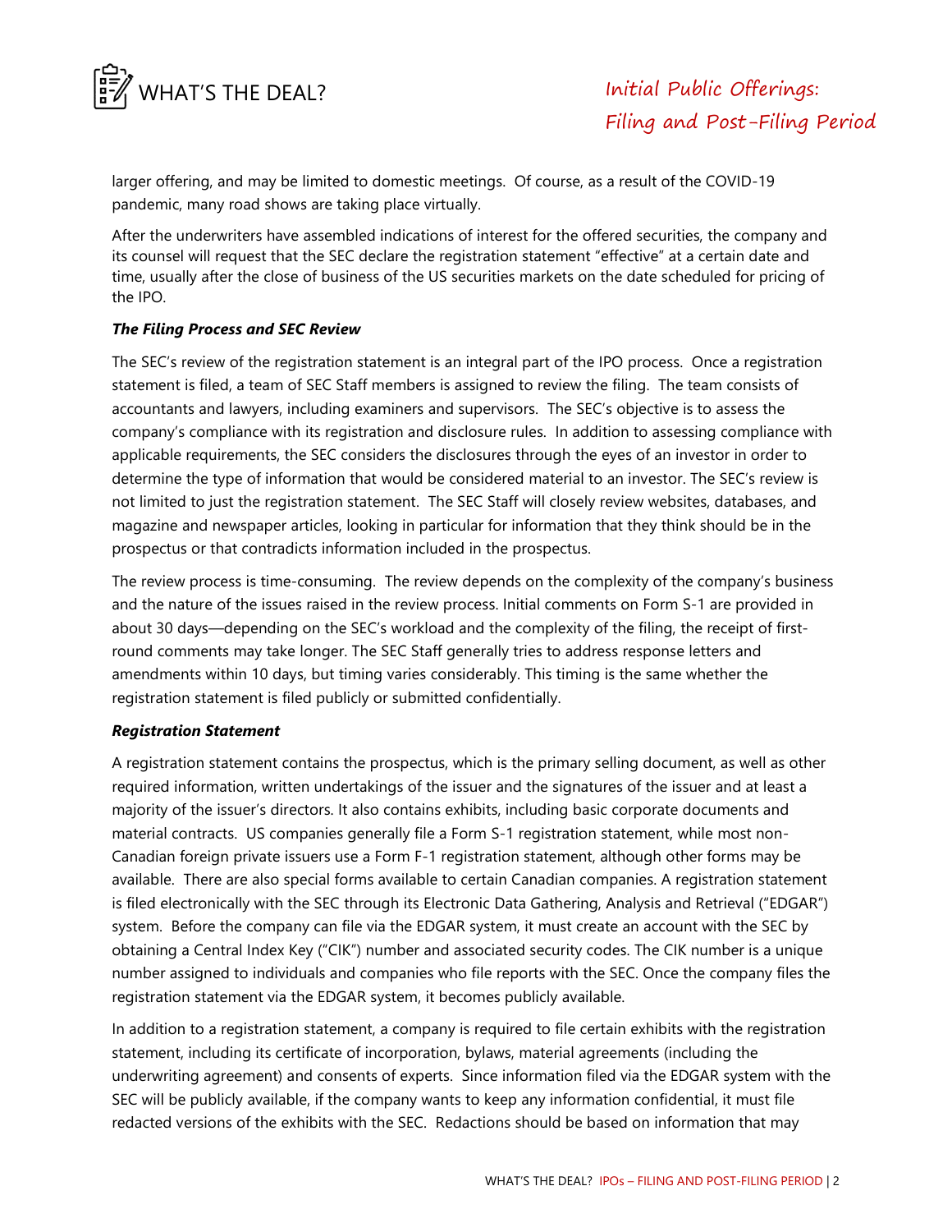larger offering, and may be limited to domestic meetings. Of course, as a result of the COVID-19 pandemic, many road shows are taking place virtually.

After the underwriters have assembled indications of interest for the offered securities, the company and its counsel will request that the SEC declare the registration statement "effective" at a certain date and time, usually after the close of business of the US securities markets on the date scheduled for pricing of the IPO.

***The Filing Process and SEC Review***

The SEC's review of the registration statement is an integral part of the IPO process. Once a registration statement is filed, a team of SEC Staff members is assigned to review the filing. The team consists of accountants and lawyers, including examiners and supervisors. The SEC's objective is to assess the company's compliance with its registration and disclosure rules. In addition to assessing compliance with applicable requirements, the SEC considers the disclosures through the eyes of an investor in order to determine the type of information that would be considered material to an investor. The SEC's review is not limited to just the registration statement. The SEC Staff will closely review websites, databases, and magazine and newspaper articles, looking in particular for information that they think should be in the prospectus or that contradicts information included in the prospectus.

The review process is time-consuming. The review depends on the complexity of the company's business and the nature of the issues raised in the review process. Initial comments on Form S-1 are provided in about 30 days—depending on the SEC's workload and the complexity of the filing, the receipt of first-round comments may take longer. The SEC Staff generally tries to address response letters and amendments within 10 days, but timing varies considerably. This timing is the same whether the registration statement is filed publicly or submitted confidentially.

***Registration Statement***

A registration statement contains the prospectus, which is the primary selling document, as well as other required information, written undertakings of the issuer and the signatures of the issuer and at least a majority of the issuer's directors. It also contains exhibits, including basic corporate documents and material contracts. US companies generally file a Form S-1 registration statement, while most non-Canadian foreign private issuers use a Form F-1 registration statement, although other forms may be available. There are also special forms available to certain Canadian companies. A registration statement is filed electronically with the SEC through its Electronic Data Gathering, Analysis and Retrieval ("EDGAR") system. Before the company can file via the EDGAR system, it must create an account with the SEC by obtaining a Central Index Key ("CIK") number and associated security codes. The CIK number is a unique number assigned to individuals and companies who file reports with the SEC. Once the company files the registration statement via the EDGAR system, it becomes publicly available.

In addition to a registration statement, a company is required to file certain exhibits with the registration statement, including its certificate of incorporation, bylaws, material agreements (including the underwriting agreement) and consents of experts. Since information filed via the EDGAR system with the SEC will be publicly available, if the company wants to keep any information confidential, it must file redacted versions of the exhibits with the SEC. Redactions should be based on information that may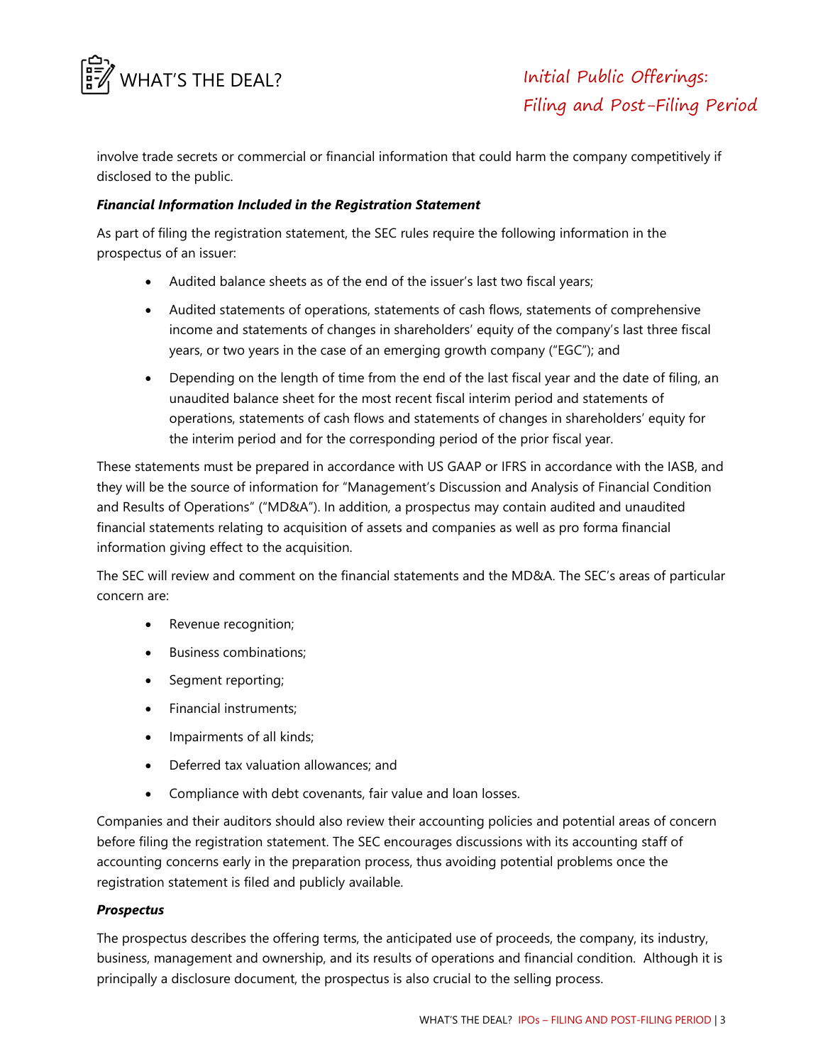involve trade secrets or commercial or financial information that could harm the company competitively if disclosed to the public.

***Financial Information Included in the Registration Statement***

As part of filing the registration statement, the SEC rules require the following information in the prospectus of an issuer:

- Audited balance sheets as of the end of the issuer's last two fiscal years;
- Audited statements of operations, statements of cash flows, statements of comprehensive income and statements of changes in shareholders' equity of the company's last three fiscal years, or two years in the case of an emerging growth company ("EGC"); and
- Depending on the length of time from the end of the last fiscal year and the date of filing, an unaudited balance sheet for the most recent fiscal interim period and statements of operations, statements of cash flows and statements of changes in shareholders' equity for the interim period and for the corresponding period of the prior fiscal year.

These statements must be prepared in accordance with US GAAP or IFRS in accordance with the IASB, and they will be the source of information for "Management's Discussion and Analysis of Financial Condition and Results of Operations" ("MD&A"). In addition, a prospectus may contain audited and unaudited financial statements relating to acquisition of assets and companies as well as pro forma financial information giving effect to the acquisition.

The SEC will review and comment on the financial statements and the MD&A. The SEC's areas of particular concern are:

- Revenue recognition;
- Business combinations;
- Segment reporting;
- Financial instruments;
- Impairments of all kinds;
- Deferred tax valuation allowances; and
- Compliance with debt covenants, fair value and loan losses.

Companies and their auditors should also review their accounting policies and potential areas of concern before filing the registration statement. The SEC encourages discussions with its accounting staff of accounting concerns early in the preparation process, thus avoiding potential problems once the registration statement is filed and publicly available.

***Prospectus***

The prospectus describes the offering terms, the anticipated use of proceeds, the company, its industry, business, management and ownership, and its results of operations and financial condition. Although it is principally a disclosure document, the prospectus is also crucial to the selling process.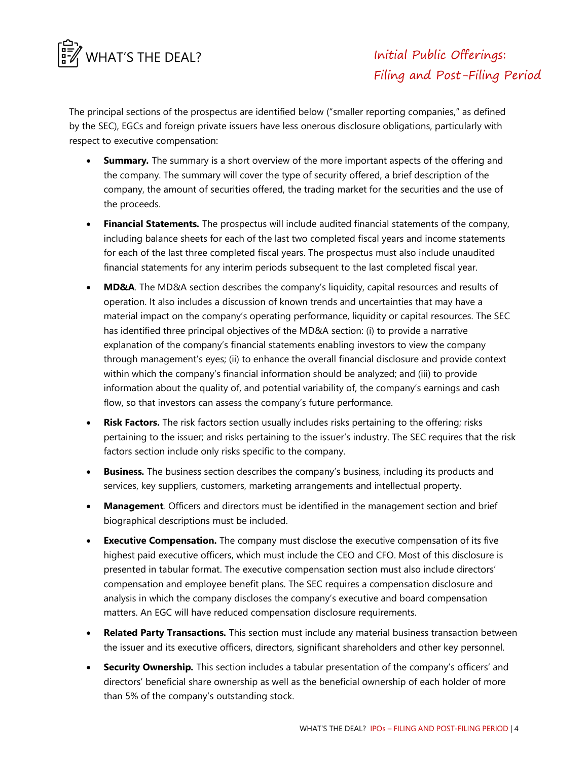The principal sections of the prospectus are identified below ("smaller reporting companies," as defined by the SEC), EGCs and foreign private issuers have less onerous disclosure obligations, particularly with respect to executive compensation:

- **Summary.** The summary is a short overview of the more important aspects of the offering and the company. The summary will cover the type of security offered, a brief description of the company, the amount of securities offered, the trading market for the securities and the use of the proceeds.
- **Financial Statements.** The prospectus will include audited financial statements of the company, including balance sheets for each of the last two completed fiscal years and income statements for each of the last three completed fiscal years. The prospectus must also include unaudited financial statements for any interim periods subsequent to the last completed fiscal year.
- **MD&A**. The MD&A section describes the company's liquidity, capital resources and results of operation. It also includes a discussion of known trends and uncertainties that may have a material impact on the company's operating performance, liquidity or capital resources. The SEC has identified three principal objectives of the MD&A section: (i) to provide a narrative explanation of the company's financial statements enabling investors to view the company through management's eyes; (ii) to enhance the overall financial disclosure and provide context within which the company's financial information should be analyzed; and (iii) to provide information about the quality of, and potential variability of, the company's earnings and cash flow, so that investors can assess the company's future performance.
- **Risk Factors.** The risk factors section usually includes risks pertaining to the offering; risks pertaining to the issuer; and risks pertaining to the issuer's industry. The SEC requires that the risk factors section include only risks specific to the company.
- **Business.** The business section describes the company's business, including its products and services, key suppliers, customers, marketing arrangements and intellectual property.
- **Management**. Officers and directors must be identified in the management section and brief biographical descriptions must be included.
- **Executive Compensation.** The company must disclose the executive compensation of its five highest paid executive officers, which must include the CEO and CFO. Most of this disclosure is presented in tabular format. The executive compensation section must also include directors' compensation and employee benefit plans. The SEC requires a compensation disclosure and analysis in which the company discloses the company's executive and board compensation matters. An EGC will have reduced compensation disclosure requirements.
- **Related Party Transactions.** This section must include any material business transaction between the issuer and its executive officers, directors, significant shareholders and other key personnel.
- **Security Ownership.** This section includes a tabular presentation of the company's officers' and directors' beneficial share ownership as well as the beneficial ownership of each holder of more than 5% of the company's outstanding stock.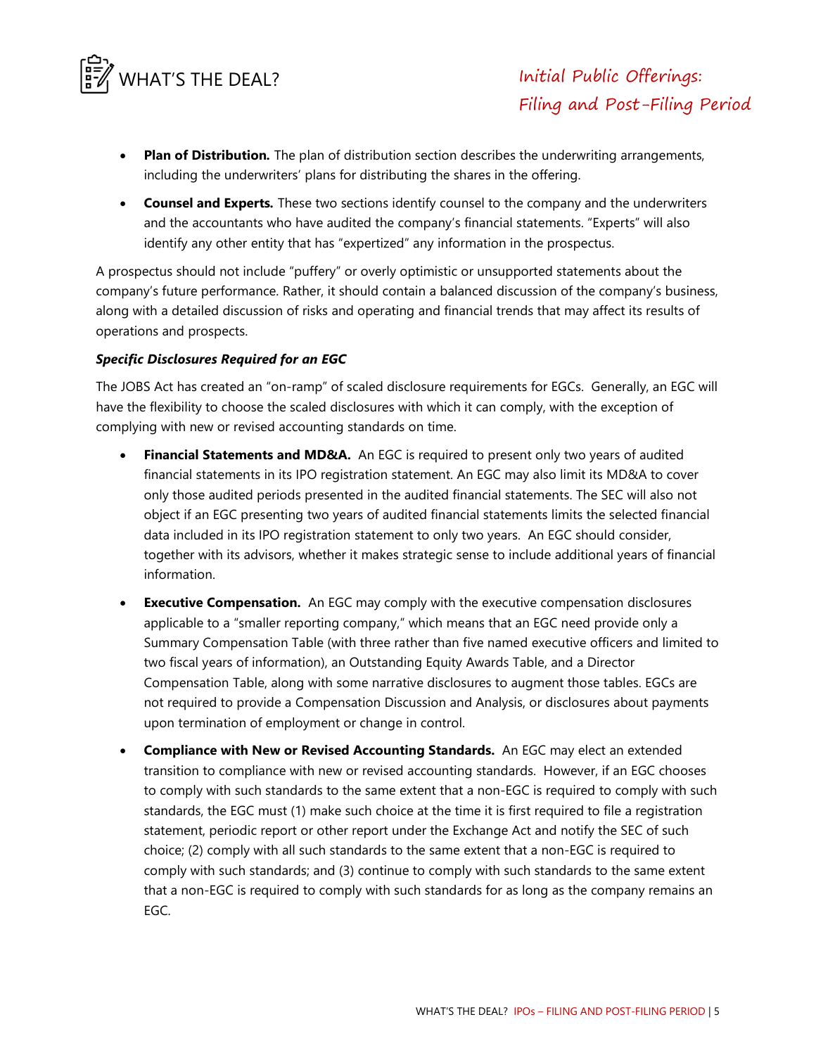- **Plan of Distribution.** The plan of distribution section describes the underwriting arrangements, including the underwriters' plans for distributing the shares in the offering.
- **Counsel and Experts.** These two sections identify counsel to the company and the underwriters and the accountants who have audited the company's financial statements. "Experts" will also identify any other entity that has "expertized" any information in the prospectus.

A prospectus should not include "puffery" or overly optimistic or unsupported statements about the company's future performance. Rather, it should contain a balanced discussion of the company's business, along with a detailed discussion of risks and operating and financial trends that may affect its results of operations and prospects.

***Specific Disclosures Required for an EGC***

The JOBS Act has created an "on-ramp" of scaled disclosure requirements for EGCs. Generally, an EGC will have the flexibility to choose the scaled disclosures with which it can comply, with the exception of complying with new or revised accounting standards on time.

- **Financial Statements and MD&A.** An EGC is required to present only two years of audited financial statements in its IPO registration statement. An EGC may also limit its MD&A to cover only those audited periods presented in the audited financial statements. The SEC will also not object if an EGC presenting two years of audited financial statements limits the selected financial data included in its IPO registration statement to only two years. An EGC should consider, together with its advisors, whether it makes strategic sense to include additional years of financial information.
- **Executive Compensation.** An EGC may comply with the executive compensation disclosures applicable to a "smaller reporting company," which means that an EGC need provide only a Summary Compensation Table (with three rather than five named executive officers and limited to two fiscal years of information), an Outstanding Equity Awards Table, and a Director Compensation Table, along with some narrative disclosures to augment those tables. EGCs are not required to provide a Compensation Discussion and Analysis, or disclosures about payments upon termination of employment or change in control.
- **Compliance with New or Revised Accounting Standards.** An EGC may elect an extended transition to compliance with new or revised accounting standards. However, if an EGC chooses to comply with such standards to the same extent that a non-EGC is required to comply with such standards, the EGC must (1) make such choice at the time it is first required to file a registration statement, periodic report or other report under the Exchange Act and notify the SEC of such choice; (2) comply with all such standards to the same extent that a non-EGC is required to comply with such standards; and (3) continue to comply with such standards to the same extent that a non-EGC is required to comply with such standards for as long as the company remains an EGC.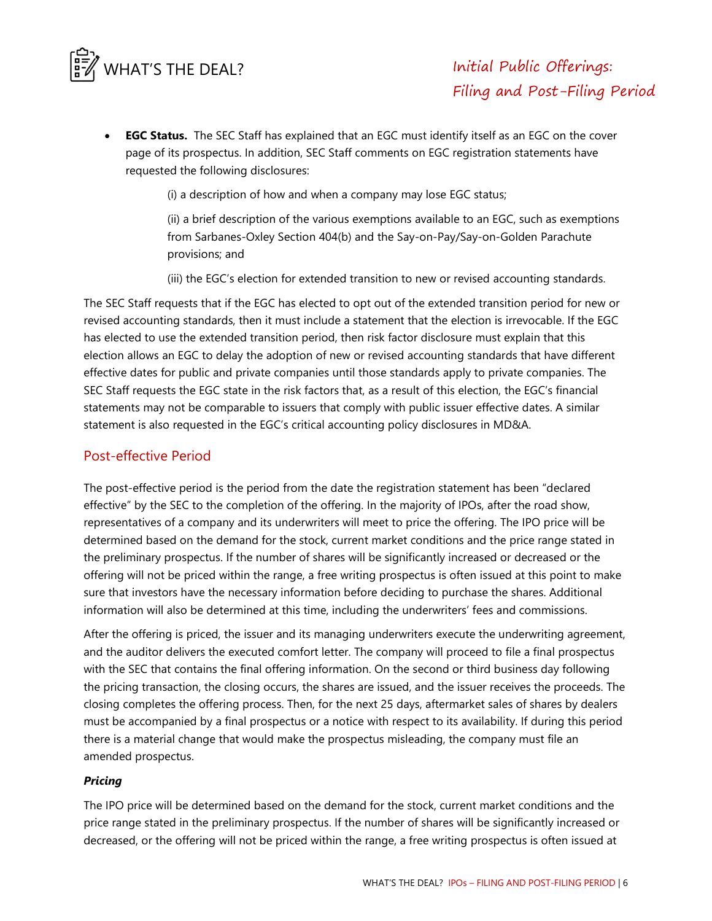- **EGC Status.** The SEC Staff has explained that an EGC must identify itself as an EGC on the cover page of its prospectus. In addition, SEC Staff comments on EGC registration statements have requested the following disclosures:

    (i) a description of how and when a company may lose EGC status;

    (ii) a brief description of the various exemptions available to an EGC, such as exemptions from Sarbanes-Oxley Section 404(b) and the Say-on-Pay/Say-on-Golden Parachute provisions; and

    (iii) the EGC's election for extended transition to new or revised accounting standards.

The SEC Staff requests that if the EGC has elected to opt out of the extended transition period for new or revised accounting standards, then it must include a statement that the election is irrevocable. If the EGC has elected to use the extended transition period, then risk factor disclosure must explain that this election allows an EGC to delay the adoption of new or revised accounting standards that have different effective dates for public and private companies until those standards apply to private companies. The SEC Staff requests the EGC state in the risk factors that, as a result of this election, the EGC's financial statements may not be comparable to issuers that comply with public issuer effective dates. A similar statement is also requested in the EGC's critical accounting policy disclosures in MD&A.

## Post-effective Period

The post-effective period is the period from the date the registration statement has been "declared effective" by the SEC to the completion of the offering. In the majority of IPOs, after the road show, representatives of a company and its underwriters will meet to price the offering. The IPO price will be determined based on the demand for the stock, current market conditions and the price range stated in the preliminary prospectus. If the number of shares will be significantly increased or decreased or the offering will not be priced within the range, a free writing prospectus is often issued at this point to make sure that investors have the necessary information before deciding to purchase the shares. Additional information will also be determined at this time, including the underwriters' fees and commissions.

After the offering is priced, the issuer and its managing underwriters execute the underwriting agreement, and the auditor delivers the executed comfort letter. The company will proceed to file a final prospectus with the SEC that contains the final offering information. On the second or third business day following the pricing transaction, the closing occurs, the shares are issued, and the issuer receives the proceeds. The closing completes the offering process. Then, for the next 25 days, aftermarket sales of shares by dealers must be accompanied by a final prospectus or a notice with respect to its availability. If during this period there is a material change that would make the prospectus misleading, the company must file an amended prospectus.

### *Pricing*

The IPO price will be determined based on the demand for the stock, current market conditions and the price range stated in the preliminary prospectus. If the number of shares will be significantly increased or decreased, or the offering will not be priced within the range, a free writing prospectus is often issued at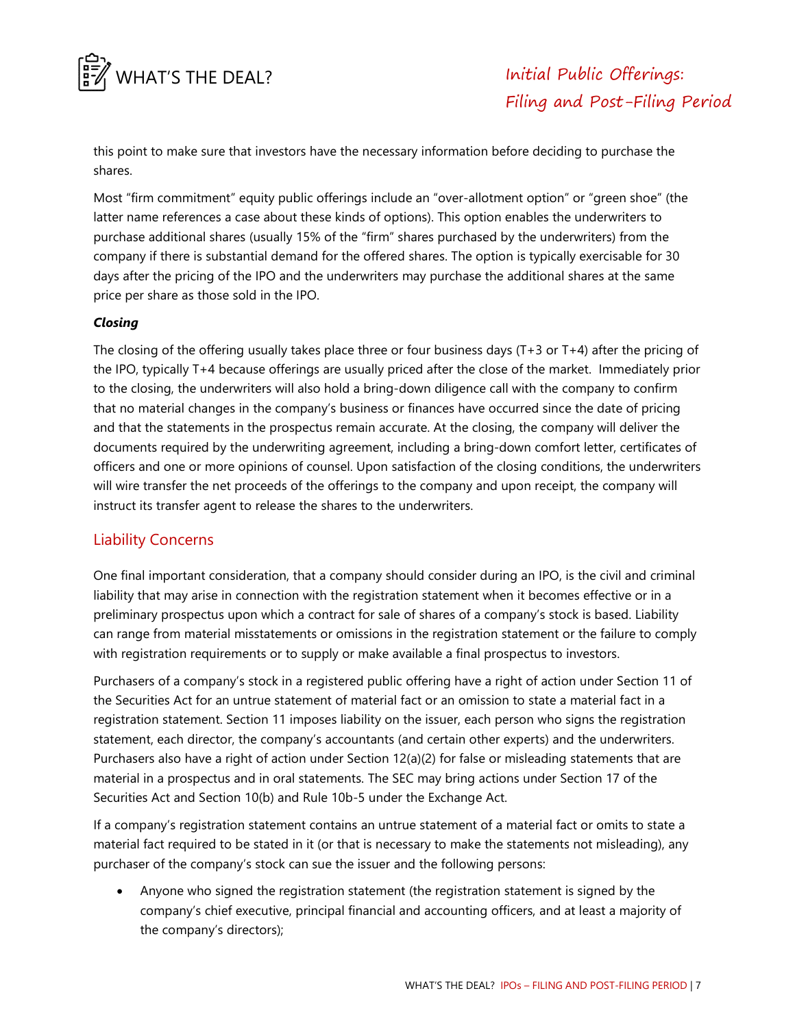this point to make sure that investors have the necessary information before deciding to purchase the shares.

Most "firm commitment" equity public offerings include an "over-allotment option" or "green shoe" (the latter name references a case about these kinds of options). This option enables the underwriters to purchase additional shares (usually 15% of the "firm" shares purchased by the underwriters) from the company if there is substantial demand for the offered shares. The option is typically exercisable for 30 days after the pricing of the IPO and the underwriters may purchase the additional shares at the same price per share as those sold in the IPO.

***Closing***

The closing of the offering usually takes place three or four business days (T+3 or T+4) after the pricing of the IPO, typically T+4 because offerings are usually priced after the close of the market. Immediately prior to the closing, the underwriters will also hold a bring-down diligence call with the company to confirm that no material changes in the company's business or finances have occurred since the date of pricing and that the statements in the prospectus remain accurate. At the closing, the company will deliver the documents required by the underwriting agreement, including a bring-down comfort letter, certificates of officers and one or more opinions of counsel. Upon satisfaction of the closing conditions, the underwriters will wire transfer the net proceeds of the offerings to the company and upon receipt, the company will instruct its transfer agent to release the shares to the underwriters.

## Liability Concerns

One final important consideration, that a company should consider during an IPO, is the civil and criminal liability that may arise in connection with the registration statement when it becomes effective or in a preliminary prospectus upon which a contract for sale of shares of a company's stock is based. Liability can range from material misstatements or omissions in the registration statement or the failure to comply with registration requirements or to supply or make available a final prospectus to investors.

Purchasers of a company's stock in a registered public offering have a right of action under Section 11 of the Securities Act for an untrue statement of material fact or an omission to state a material fact in a registration statement. Section 11 imposes liability on the issuer, each person who signs the registration statement, each director, the company's accountants (and certain other experts) and the underwriters. Purchasers also have a right of action under Section 12(a)(2) for false or misleading statements that are material in a prospectus and in oral statements. The SEC may bring actions under Section 17 of the Securities Act and Section 10(b) and Rule 10b-5 under the Exchange Act.

If a company's registration statement contains an untrue statement of a material fact or omits to state a material fact required to be stated in it (or that is necessary to make the statements not misleading), any purchaser of the company's stock can sue the issuer and the following persons:

- Anyone who signed the registration statement (the registration statement is signed by the company's chief executive, principal financial and accounting officers, and at least a majority of the company's directors);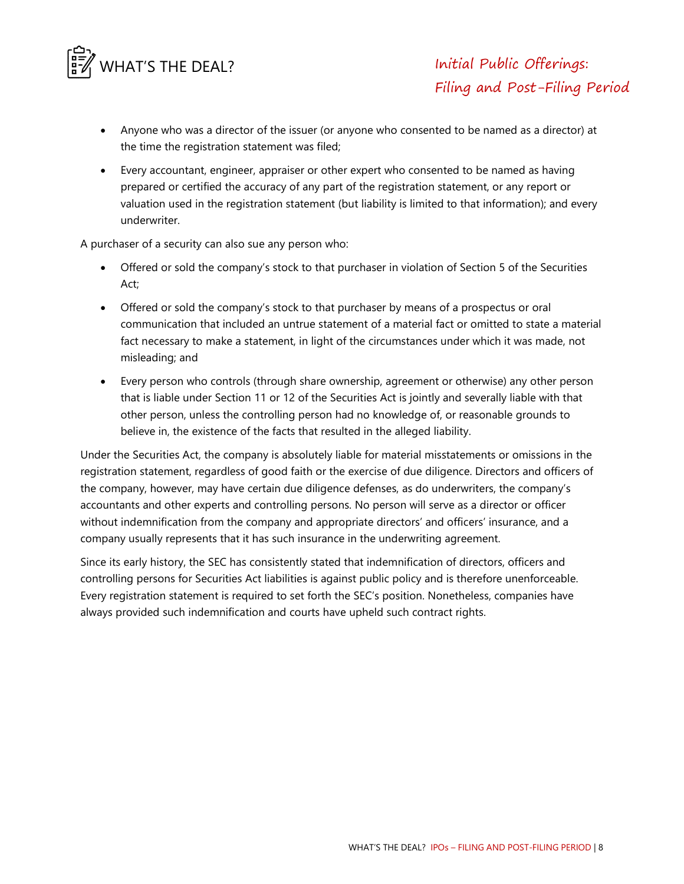- Anyone who was a director of the issuer (or anyone who consented to be named as a director) at the time the registration statement was filed;
- Every accountant, engineer, appraiser or other expert who consented to be named as having prepared or certified the accuracy of any part of the registration statement, or any report or valuation used in the registration statement (but liability is limited to that information); and every underwriter.

A purchaser of a security can also sue any person who:

- Offered or sold the company's stock to that purchaser in violation of Section 5 of the Securities Act;
- Offered or sold the company's stock to that purchaser by means of a prospectus or oral communication that included an untrue statement of a material fact or omitted to state a material fact necessary to make a statement, in light of the circumstances under which it was made, not misleading; and
- Every person who controls (through share ownership, agreement or otherwise) any other person that is liable under Section 11 or 12 of the Securities Act is jointly and severally liable with that other person, unless the controlling person had no knowledge of, or reasonable grounds to believe in, the existence of the facts that resulted in the alleged liability.

Under the Securities Act, the company is absolutely liable for material misstatements or omissions in the registration statement, regardless of good faith or the exercise of due diligence. Directors and officers of the company, however, may have certain due diligence defenses, as do underwriters, the company's accountants and other experts and controlling persons. No person will serve as a director or officer without indemnification from the company and appropriate directors' and officers' insurance, and a company usually represents that it has such insurance in the underwriting agreement.

Since its early history, the SEC has consistently stated that indemnification of directors, officers and controlling persons for Securities Act liabilities is against public policy and is therefore unenforceable. Every registration statement is required to set forth the SEC's position. Nonetheless, companies have always provided such indemnification and courts have upheld such contract rights.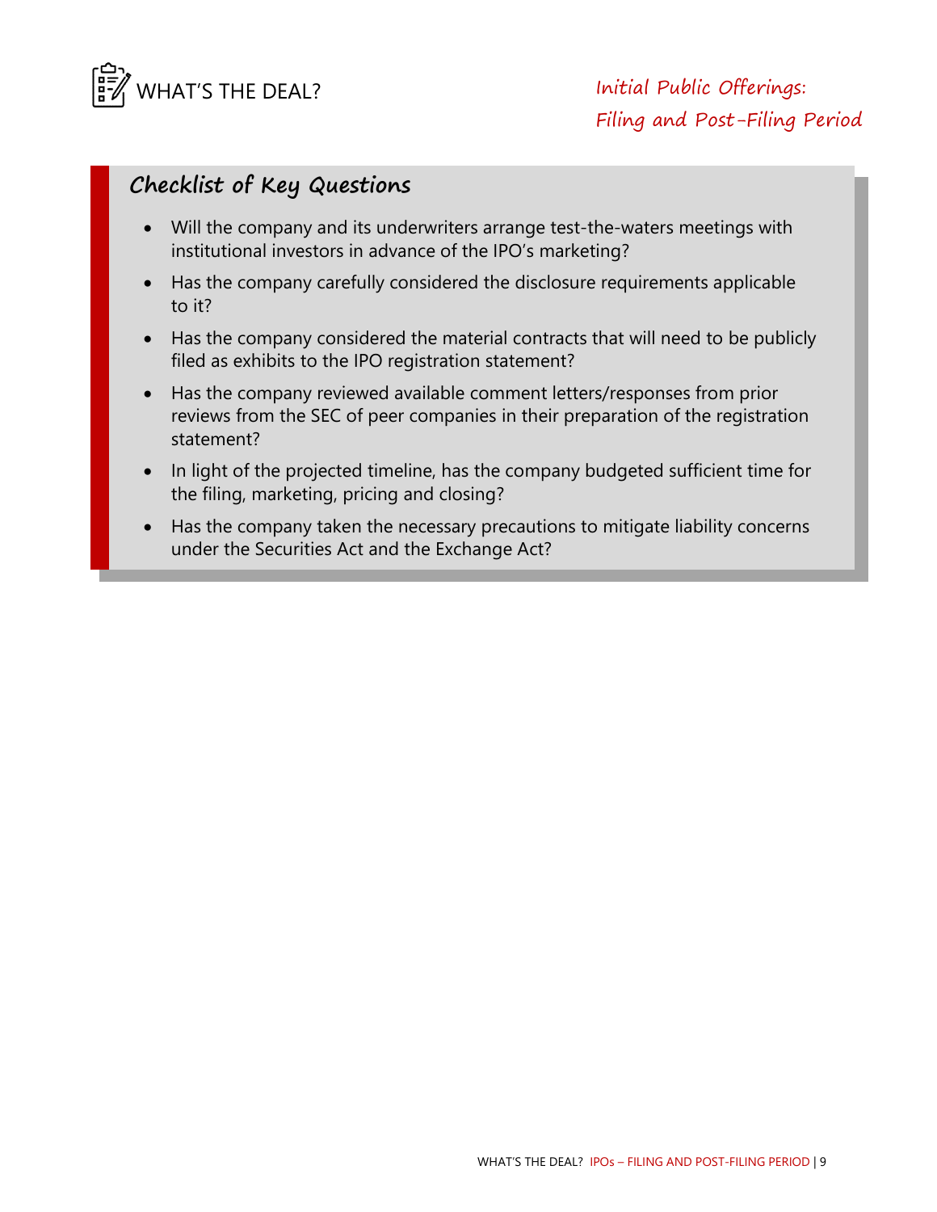## Checklist of Key Questions

- Will the company and its underwriters arrange test-the-waters meetings with institutional investors in advance of the IPO's marketing?
- Has the company carefully considered the disclosure requirements applicable to it?
- Has the company considered the material contracts that will need to be publicly filed as exhibits to the IPO registration statement?
- Has the company reviewed available comment letters/responses from prior reviews from the SEC of peer companies in their preparation of the registration statement?
- In light of the projected timeline, has the company budgeted sufficient time for the filing, marketing, pricing and closing?
- Has the company taken the necessary precautions to mitigate liability concerns under the Securities Act and the Exchange Act?